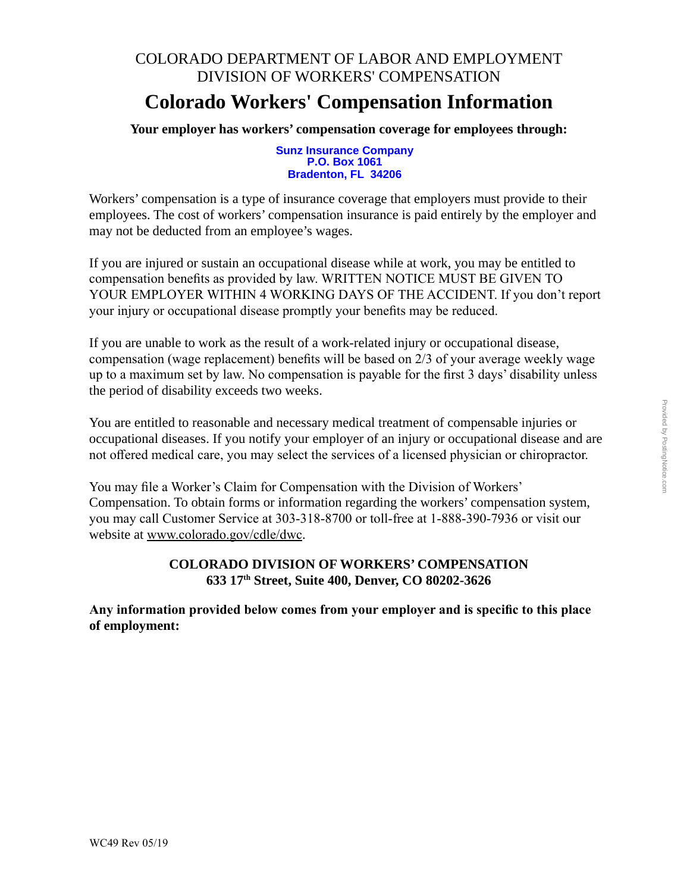COLORADO DEPARTMENT OF LABOR AND EMPLOYMENT
DIVISION OF WORKERS' COMPENSATION

# Colorado Workers' Compensation Information

**Your employer has workers' compensation coverage for employees through:**

**Sunz Insurance Company**
**P.O. Box 1061**
**Bradenton, FL 34206**

Workers' compensation is a type of insurance coverage that employers must provide to their employees. The cost of workers' compensation insurance is paid entirely by the employer and may not be deducted from an employee's wages.

If you are injured or sustain an occupational disease while at work, you may be entitled to compensation benefits as provided by law. WRITTEN NOTICE MUST BE GIVEN TO YOUR EMPLOYER WITHIN 4 WORKING DAYS OF THE ACCIDENT. If you don't report your injury or occupational disease promptly your benefits may be reduced.

If you are unable to work as the result of a work-related injury or occupational disease, compensation (wage replacement) benefits will be based on 2/3 of your average weekly wage up to a maximum set by law. No compensation is payable for the first 3 days' disability unless the period of disability exceeds two weeks.

You are entitled to reasonable and necessary medical treatment of compensable injuries or occupational diseases. If you notify your employer of an injury or occupational disease and are not offered medical care, you may select the services of a licensed physician or chiropractor.

You may file a Worker's Claim for Compensation with the Division of Workers' Compensation. To obtain forms or information regarding the workers' compensation system, you may call Customer Service at 303-318-8700 or toll-free at 1-888-390-7936 or visit our website at www.colorado.gov/cdle/dwc.

**COLORADO DIVISION OF WORKERS' COMPENSATION**
**633 17th Street, Suite 400, Denver, CO 80202-3626**

**Any information provided below comes from your employer and is specific to this place of employment:**

WC49 Rev 05/19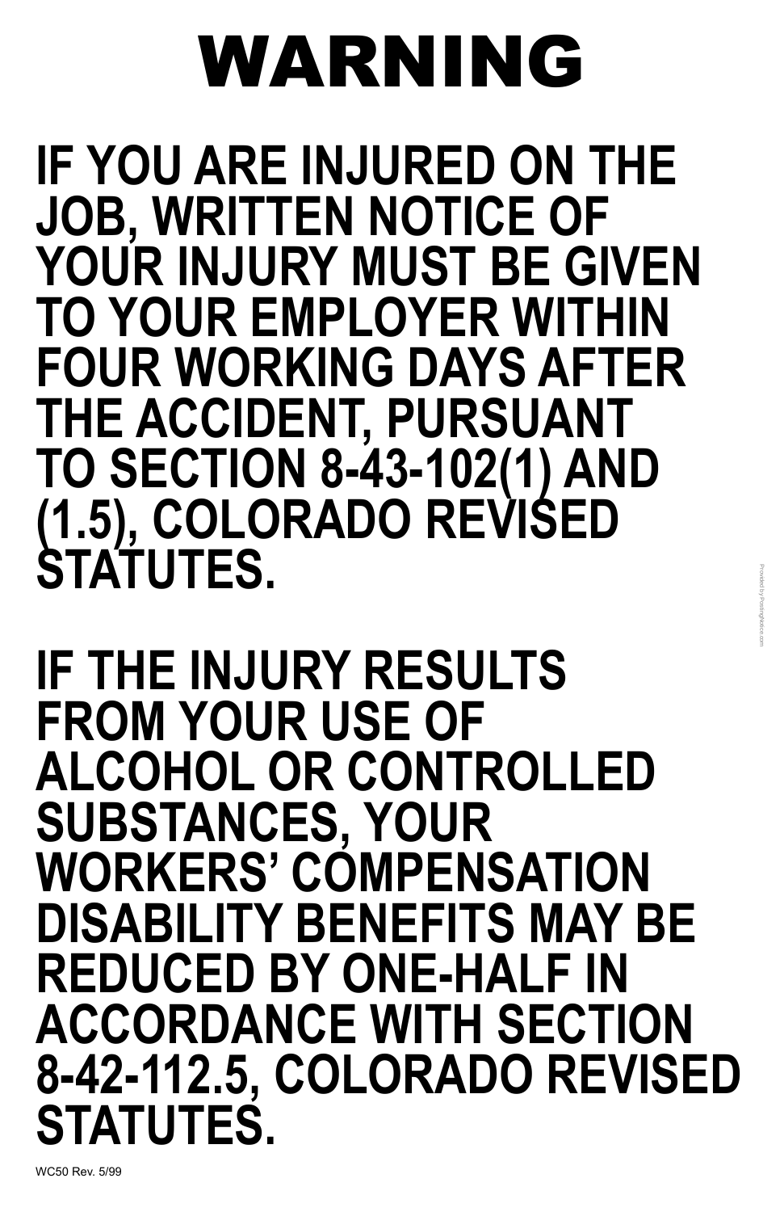# WARNING

**IF YOU ARE INJURED ON THE JOB, WRITTEN NOTICE OF YOUR INJURY MUST BE GIVEN TO YOUR EMPLOYER WITHIN FOUR WORKING DAYS AFTER THE ACCIDENT, PURSUANT TO SECTION 8-43-102(1) AND (1.5), COLORADO REVISED STATUTES.**

**IF THE INJURY RESULTS FROM YOUR USE OF ALCOHOL OR CONTROLLED SUBSTANCES, YOUR WORKERS' COMPENSATION DISABILITY BENEFITS MAY BE REDUCED BY ONE-HALF IN ACCORDANCE WITH SECTION 8-42-112.5, COLORADO REVISED STATUTES.**

WC50 Rev. 5/99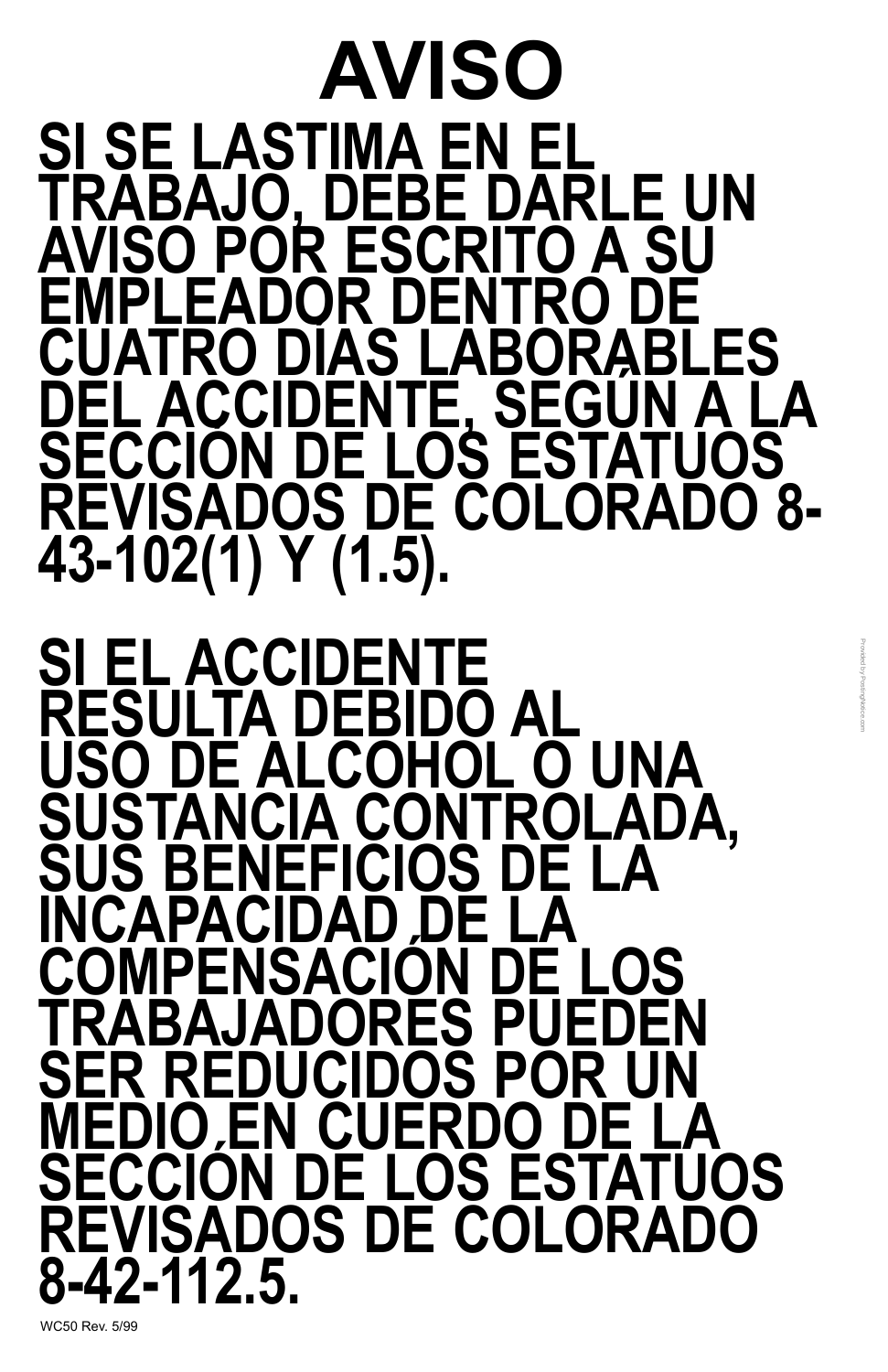# AVISO

**SI SE LASTIMA EN EL TRABAJO, DEBE DARLE UN AVISO POR ESCRITO A SU EMPLEADOR DENTRO DE CUATRO DIAS LABORABLES DEL ACCIDENTE, SEGÚN A LA SECCIÓN DE LOS ESTATUOS REVISADOS DE COLORADO 8-43-102(1) Y (1.5).**

**SI EL ACCIDENTE RESULTA DEBIDO AL USO DE ALCOHOL O UNA SUSTANCIA CONTROLADA, SUS BENEFICIOS DE LA INCAPACIDAD DE LA COMPENSACIÓN DE LOS TRABAJADORES PUEDEN SER REDUCIDOS POR UN MEDIO EN CUERDO DE LA SECCIÓN DE LOS ESTATUOS REVISADOS DE COLORADO 8-42-112.5.**

WC50 Rev. 5/99